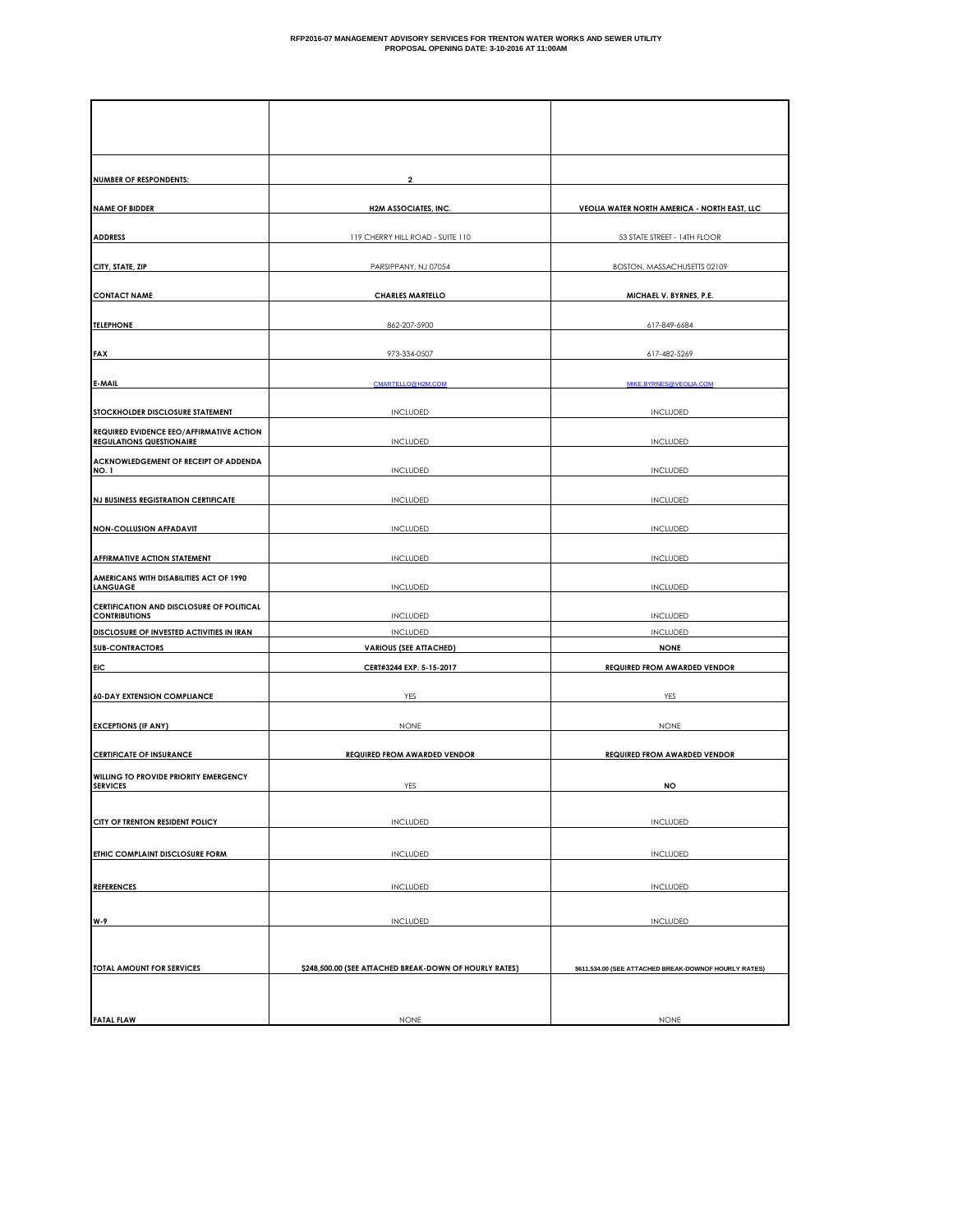**RFP2016-07 MANAGEMENT ADVISORY SERVICES FOR TRENTON WATER WORKS AND SEWER UTILITY**
**PROPOSAL OPENING DATE: 3-10-2016 AT 11:00AM**

| | | |
|---|---|---|
| **NUMBER OF RESPONDENTS:** | **2** | |
| **NAME OF BIDDER** | **H2M ASSOCIATES, INC.** | **VEOLIA WATER NORTH AMERICA - NORTH EAST, LLC** |
| **ADDRESS** | 119 CHERRY HILL ROAD - SUITE 110 | 53 STATE STREET - 14TH FLOOR |
| **CITY, STATE, ZIP** | PARSIPPANY, NJ 07054 | BOSTON, MASSACHUSETTS 02109 |
| **CONTACT NAME** | **CHARLES MARTELLO** | **MICHAEL V. BYRNES, P.E.** |
| **TELEPHONE** | 862-207-5900 | 617-849-6684 |
| **FAX** | 973-334-0507 | 617-482-5269 |
| **E-MAIL** | CMARTELLO@H2M.COM | MIKE.BYRNES@VEOLIA.COM |
| **STOCKHOLDER DISCLOSURE STATEMENT** | INCLUDED | INCLUDED |
| **REQUIRED EVIDENCE EEO/AFFIRMATIVE ACTION REGULATIONS QUESTIONAIRE** | INCLUDED | INCLUDED |
| **ACKNOWLEDGEMENT OF RECEIPT OF ADDENDA NO. 1** | INCLUDED | INCLUDED |
| **NJ BUSINESS REGISTRATION CERTIFICATE** | INCLUDED | INCLUDED |
| **NON-COLLUSION AFFADAVIT** | INCLUDED | INCLUDED |
| **AFFIRMATIVE ACTION STATEMENT** | INCLUDED | INCLUDED |
| **AMERICANS WITH DISABILITIES ACT OF 1990 LANGUAGE** | INCLUDED | INCLUDED |
| **CERTIFICATION AND DISCLOSURE OF POLITICAL CONTRIBUTIONS** | INCLUDED | INCLUDED |
| **DISCLOSURE OF INVESTED ACTIVITIES IN IRAN** | INCLUDED | INCLUDED |
| **SUB-CONTRACTORS** | **VARIOUS (SEE ATTACHED)** | **NONE** |
| **EIC** | **CERT#3244 EXP. 5-15-2017** | **REQUIRED FROM AWARDED VENDOR** |
| **60-DAY EXTENSION COMPLIANCE** | YES | YES |
| **EXCEPTIONS (IF ANY)** | NONE | NONE |
| **CERTIFICATE OF INSURANCE** | **REQUIRED FROM AWARDED VENDOR** | **REQUIRED FROM AWARDED VENDOR** |
| **WILLING TO PROVIDE PRIORITY EMERGENCY SERVICES** | YES | **NO** |
| **CITY OF TRENTON RESIDENT POLICY** | INCLUDED | INCLUDED |
| **ETHIC COMPLAINT DISCLOSURE FORM** | INCLUDED | INCLUDED |
| **REFERENCES** | INCLUDED | INCLUDED |
| **W-9** | INCLUDED | INCLUDED |
| **TOTAL AMOUNT FOR SERVICES** | **$248,500.00 (SEE ATTACHED BREAK-DOWN OF HOURLY RATES)** | **$611,534.00 (SEE ATTACHED BREAK-DOWNOF HOURLY RATES)** |
| **FATAL FLAW** | NONE | NONE |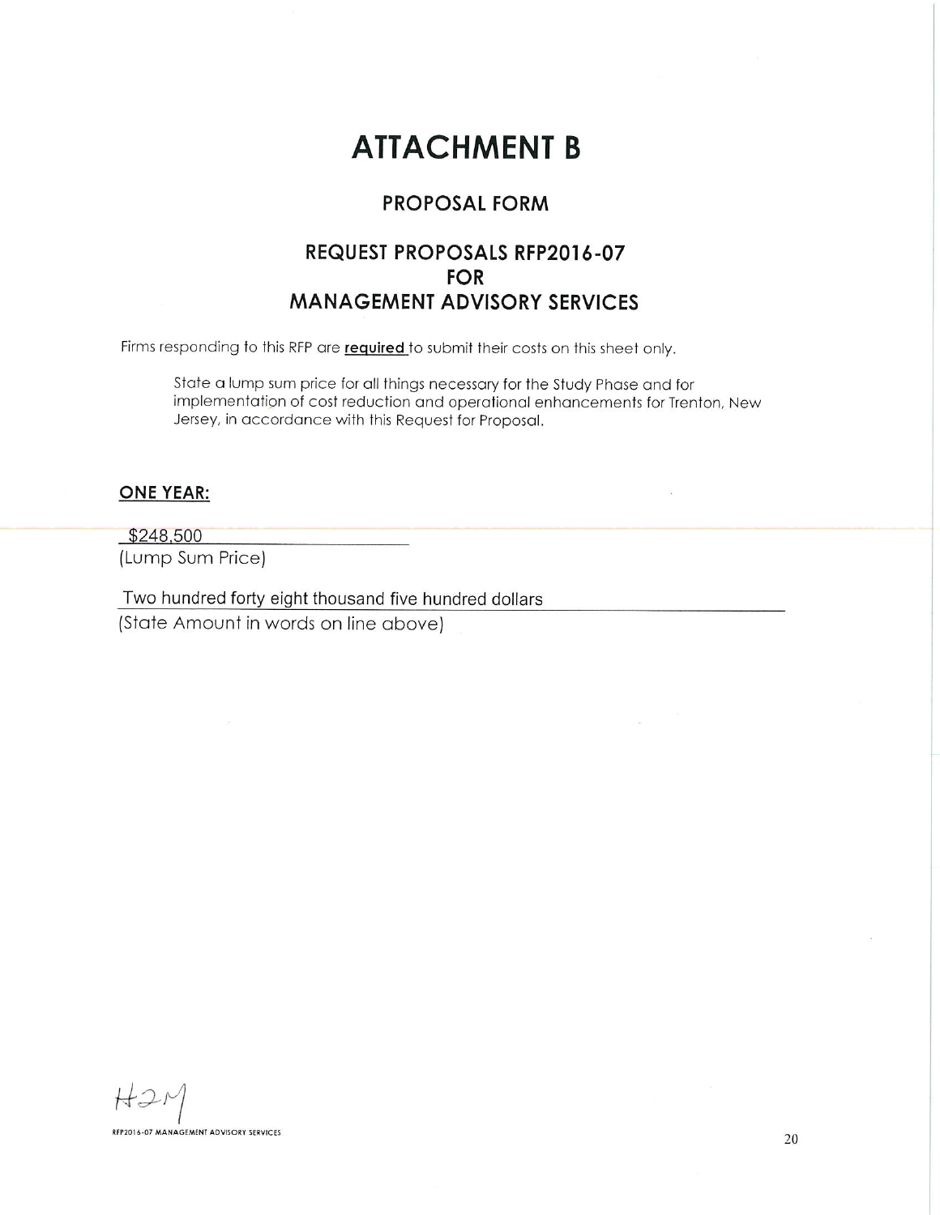# ATTACHMENT B

## PROPOSAL FORM

## REQUEST PROPOSALS RFP2016-07 FOR MANAGEMENT ADVISORY SERVICES

Firms responding to this RFP are **required** to submit their costs on this sheet only.

State a lump sum price for all things necessary for the Study Phase and for implementation of cost reduction and operational enhancements for Trenton, New Jersey, in accordance with this Request for Proposal.

**ONE YEAR:**

$248,500
(Lump Sum Price)

Two hundred forty eight thousand five hundred dollars
(State Amount in words on line above)

H2M

RFP2016-07 MANAGEMENT ADVISORY SERVICES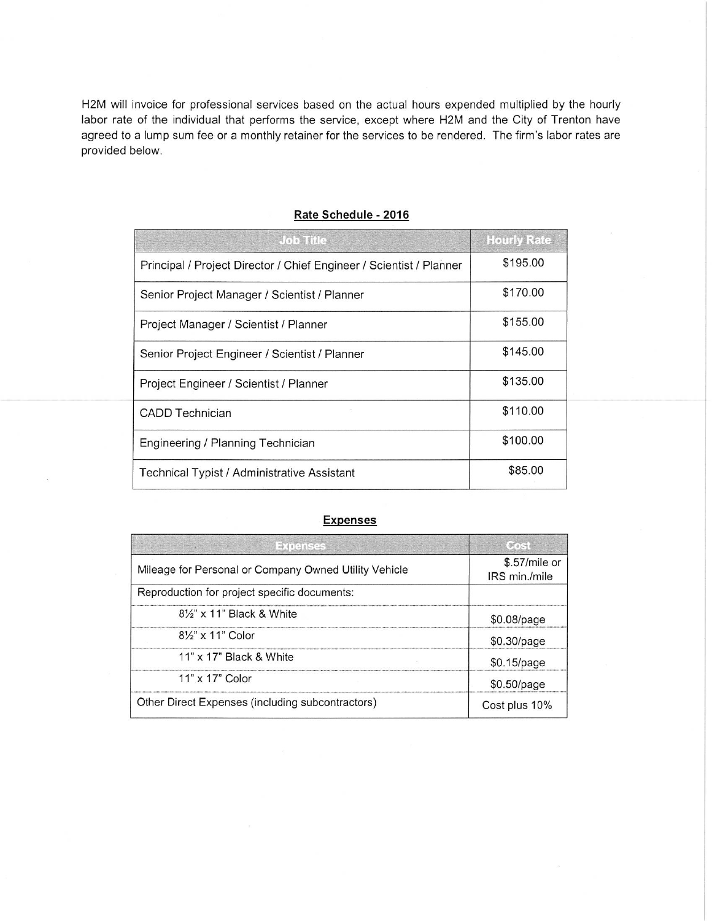H2M will invoice for professional services based on the actual hours expended multiplied by the hourly labor rate of the individual that performs the service, except where H2M and the City of Trenton have agreed to a lump sum fee or a monthly retainer for the services to be rendered. The firm's labor rates are provided below.

## Rate Schedule - 2016

| Job Title | Hourly Rate |
|---|---|
| Principal / Project Director / Chief Engineer / Scientist / Planner | $195.00 |
| Senior Project Manager / Scientist / Planner | $170.00 |
| Project Manager / Scientist / Planner | $155.00 |
| Senior Project Engineer / Scientist / Planner | $145.00 |
| Project Engineer / Scientist / Planner | $135.00 |
| CADD Technician | $110.00 |
| Engineering / Planning Technician | $100.00 |
| Technical Typist / Administrative Assistant | $85.00 |

## Expenses

| Expenses | Cost |
|---|---|
| Mileage for Personal or Company Owned Utility Vehicle | $.57/mile or IRS min./mile |
| Reproduction for project specific documents: | |
| 8½" x 11" Black & White | $0.08/page |
| 8½" x 11" Color | $0.30/page |
| 11" x 17" Black & White | $0.15/page |
| 11" x 17" Color | $0.50/page |
| Other Direct Expenses (including subcontractors) | Cost plus 10% |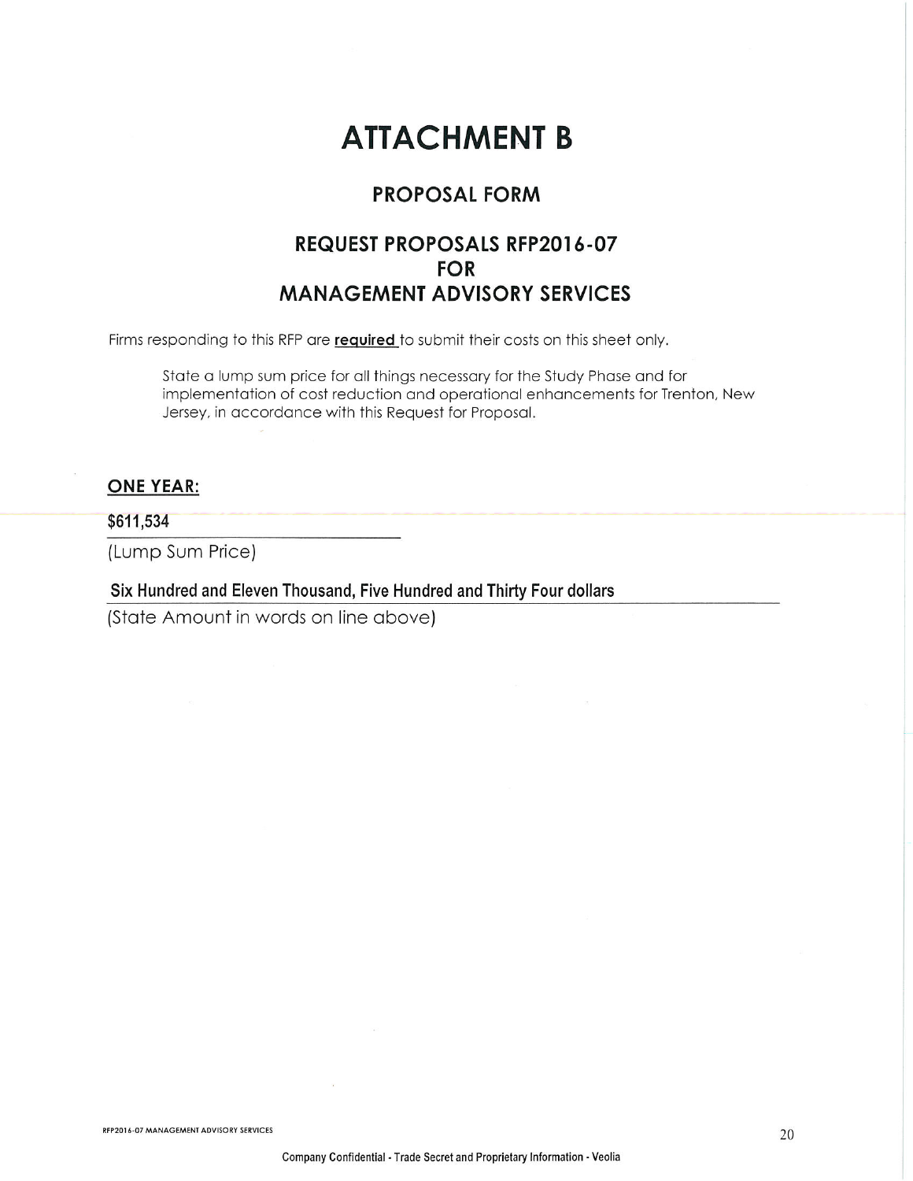# ATTACHMENT B

## PROPOSAL FORM

## REQUEST PROPOSALS RFP2016-07 FOR MANAGEMENT ADVISORY SERVICES

Firms responding to this RFP are **required** to submit their costs on this sheet only.

> State a lump sum price for all things necessary for the Study Phase and for implementation of cost reduction and operational enhancements for Trenton, New Jersey, in accordance with this Request for Proposal.

**ONE YEAR:**

**$611,534**

(Lump Sum Price)

**Six Hundred and Eleven Thousand, Five Hundred and Thirty Four dollars**

(State Amount in words on line above)

Company Confidential - Trade Secret and Proprietary Information - Veolia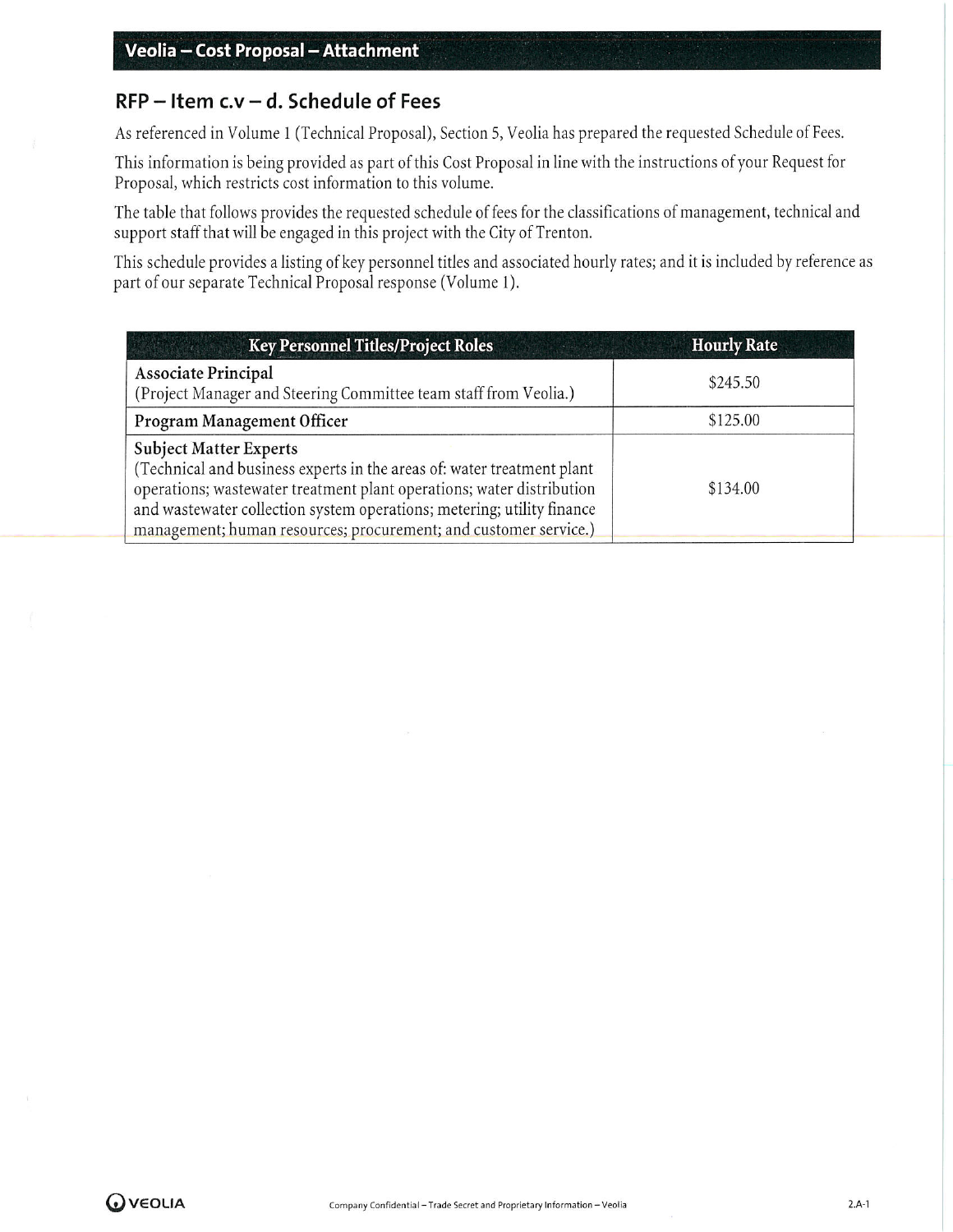## Veolia – Cost Proposal – Attachment

## RFP – Item c.v – d. Schedule of Fees

As referenced in Volume 1 (Technical Proposal), Section 5, Veolia has prepared the requested Schedule of Fees.

This information is being provided as part of this Cost Proposal in line with the instructions of your Request for Proposal, which restricts cost information to this volume.

The table that follows provides the requested schedule of fees for the classifications of management, technical and support staff that will be engaged in this project with the City of Trenton.

This schedule provides a listing of key personnel titles and associated hourly rates; and it is included by reference as part of our separate Technical Proposal response (Volume 1).

| Key Personnel Titles/Project Roles | Hourly Rate |
|---|---|
| **Associate Principal** (Project Manager and Steering Committee team staff from Veolia.) | $245.50 |
| **Program Management Officer** | $125.00 |
| **Subject Matter Experts** (Technical and business experts in the areas of: water treatment plant operations; wastewater treatment plant operations; water distribution and wastewater collection system operations; metering; utility finance management; human resources; procurement; and customer service.) | $134.00 |

Company Confidential – Trade Secret and Proprietary Information – Veolia